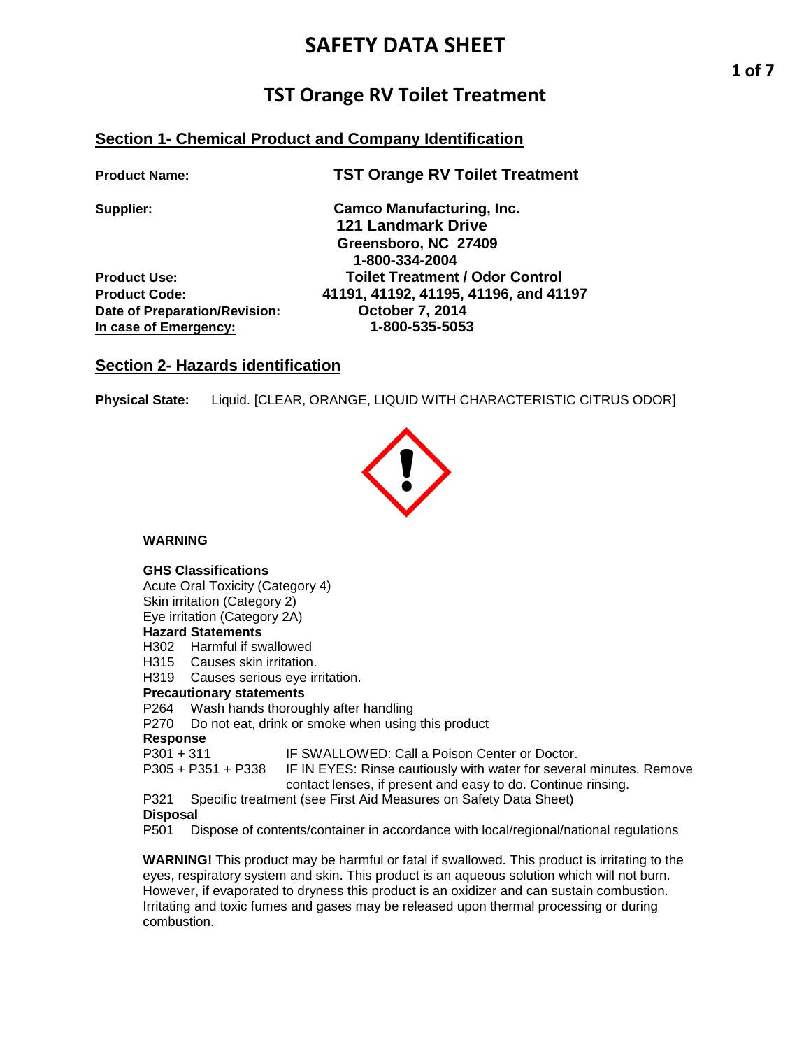# SAFETY DATA SHEET

## TST Orange RV Toilet Treatment

### Section 1- Chemical Product and Company Identification

**Product Name:** **TST Orange RV Toilet Treatment**

**Supplier:** **Camco Manufacturing, Inc.**
**121 Landmark Drive**
**Greensboro, NC 27409**
**1-800-334-2004**

**Product Use:** **Toilet Treatment / Odor Control**

**Product Code:** **41191, 41192, 41195, 41196, and 41197**

**Date of Preparation/Revision:** **October 7, 2014**

**In case of Emergency:** **1-800-535-5053**

### Section 2- Hazards identification

**Physical State:** Liquid. [CLEAR, ORANGE, LIQUID WITH CHARACTERISTIC CITRUS ODOR]

**WARNING**

**GHS Classifications**
Acute Oral Toxicity (Category 4)
Skin irritation (Category 2)
Eye irritation (Category 2A)

**Hazard Statements**
H302 Harmful if swallowed
H315 Causes skin irritation.
H319 Causes serious eye irritation.

**Precautionary statements**
P264 Wash hands thoroughly after handling
P270 Do not eat, drink or smoke when using this product

**Response**
P301 + 311 IF SWALLOWED: Call a Poison Center or Doctor.
P305 + P351 + P338 IF IN EYES: Rinse cautiously with water for several minutes. Remove contact lenses, if present and easy to do. Continue rinsing.
P321 Specific treatment (see First Aid Measures on Safety Data Sheet)

**Disposal**
P501 Dispose of contents/container in accordance with local/regional/national regulations

**WARNING!** This product may be harmful or fatal if swallowed. This product is irritating to the eyes, respiratory system and skin. This product is an aqueous solution which will not burn. However, if evaporated to dryness this product is an oxidizer and can sustain combustion. Irritating and toxic fumes and gases may be released upon thermal processing or during combustion.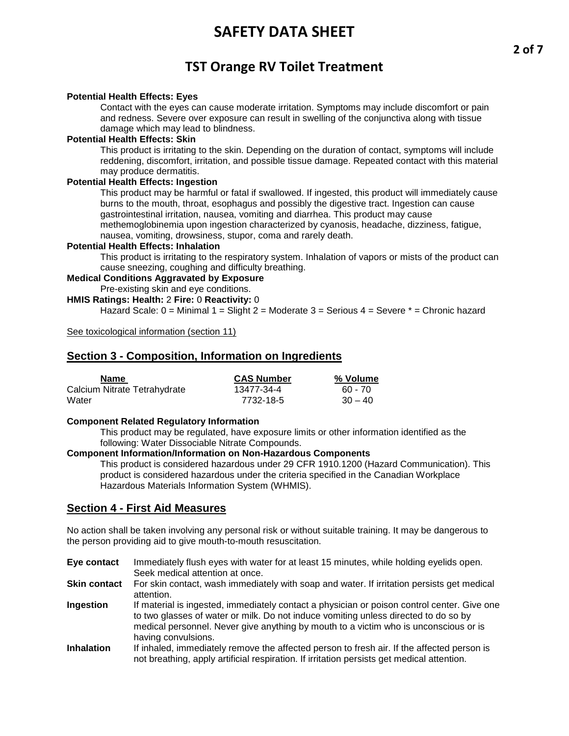**Potential Health Effects: Eyes**

Contact with the eyes can cause moderate irritation. Symptoms may include discomfort or pain and redness. Severe over exposure can result in swelling of the conjunctiva along with tissue damage which may lead to blindness.

**Potential Health Effects: Skin**

This product is irritating to the skin. Depending on the duration of contact, symptoms will include reddening, discomfort, irritation, and possible tissue damage. Repeated contact with this material may produce dermatitis.

**Potential Health Effects: Ingestion**

This product may be harmful or fatal if swallowed. If ingested, this product will immediately cause burns to the mouth, throat, esophagus and possibly the digestive tract. Ingestion can cause gastrointestinal irritation, nausea, vomiting and diarrhea. This product may cause methemoglobinemia upon ingestion characterized by cyanosis, headache, dizziness, fatigue, nausea, vomiting, drowsiness, stupor, coma and rarely death.

**Potential Health Effects: Inhalation**

This product is irritating to the respiratory system. Inhalation of vapors or mists of the product can cause sneezing, coughing and difficulty breathing.

**Medical Conditions Aggravated by Exposure**

Pre-existing skin and eye conditions.

**HMIS Ratings: Health:** 2 **Fire:** 0 **Reactivity:** 0

Hazard Scale: 0 = Minimal 1 = Slight 2 = Moderate 3 = Serious 4 = Severe * = Chronic hazard

See toxicological information (section 11)

## Section 3 - Composition, Information on Ingredients

| Name | CAS Number | % Volume |
|---|---|---|
| Calcium Nitrate Tetrahydrate | 13477-34-4 | 60 - 70 |
| Water | 7732-18-5 | 30 – 40 |

**Component Related Regulatory Information**

This product may be regulated, have exposure limits or other information identified as the following: Water Dissociable Nitrate Compounds.

**Component Information/Information on Non-Hazardous Components**

This product is considered hazardous under 29 CFR 1910.1200 (Hazard Communication). This product is considered hazardous under the criteria specified in the Canadian Workplace Hazardous Materials Information System (WHMIS).

## Section 4 - First Aid Measures

No action shall be taken involving any personal risk or without suitable training. It may be dangerous to the person providing aid to give mouth-to-mouth resuscitation.

**Eye contact** Immediately flush eyes with water for at least 15 minutes, while holding eyelids open. Seek medical attention at once.

**Skin contact** For skin contact, wash immediately with soap and water. If irritation persists get medical attention.

**Ingestion** If material is ingested, immediately contact a physician or poison control center. Give one to two glasses of water or milk. Do not induce vomiting unless directed to do so by medical personnel. Never give anything by mouth to a victim who is unconscious or is having convulsions.

**Inhalation** If inhaled, immediately remove the affected person to fresh air. If the affected person is not breathing, apply artificial respiration. If irritation persists get medical attention.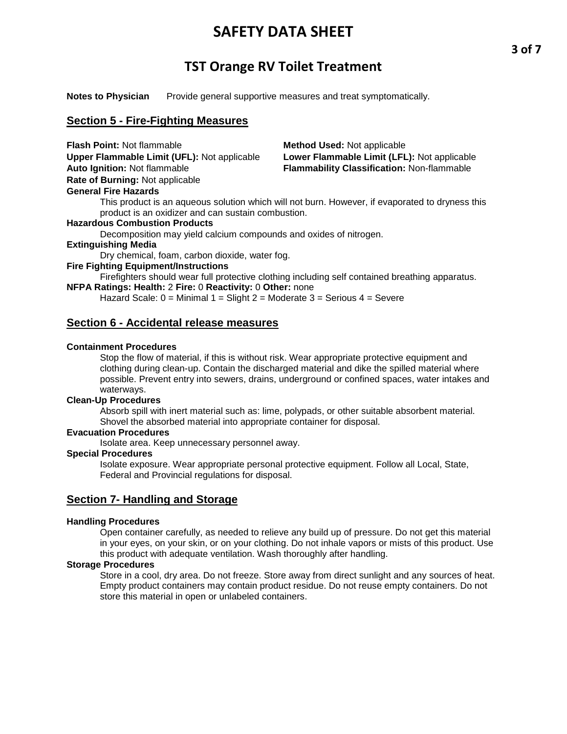**Notes to Physician** Provide general supportive measures and treat symptomatically.

## Section 5 - Fire-Fighting Measures

**Flash Point:** Not flammable
**Method Used:** Not applicable
**Upper Flammable Limit (UFL):** Not applicable
**Lower Flammable Limit (LFL):** Not applicable
**Auto Ignition:** Not flammable
**Flammability Classification:** Non-flammable
**Rate of Burning:** Not applicable

**General Fire Hazards**

This product is an aqueous solution which will not burn. However, if evaporated to dryness this product is an oxidizer and can sustain combustion.

**Hazardous Combustion Products**

Decomposition may yield calcium compounds and oxides of nitrogen.

**Extinguishing Media**

Dry chemical, foam, carbon dioxide, water fog.

**Fire Fighting Equipment/Instructions**

Firefighters should wear full protective clothing including self contained breathing apparatus.

**NFPA Ratings: Health:** 2 **Fire:** 0 **Reactivity:** 0 **Other:** none

Hazard Scale: 0 = Minimal 1 = Slight 2 = Moderate 3 = Serious 4 = Severe

## Section 6 - Accidental release measures

**Containment Procedures**

Stop the flow of material, if this is without risk. Wear appropriate protective equipment and clothing during clean-up. Contain the discharged material and dike the spilled material where possible. Prevent entry into sewers, drains, underground or confined spaces, water intakes and waterways.

**Clean-Up Procedures**

Absorb spill with inert material such as: lime, polypads, or other suitable absorbent material. Shovel the absorbed material into appropriate container for disposal.

**Evacuation Procedures**

Isolate area. Keep unnecessary personnel away.

**Special Procedures**

Isolate exposure. Wear appropriate personal protective equipment. Follow all Local, State, Federal and Provincial regulations for disposal.

## Section 7- Handling and Storage

**Handling Procedures**

Open container carefully, as needed to relieve any build up of pressure. Do not get this material in your eyes, on your skin, or on your clothing. Do not inhale vapors or mists of this product. Use this product with adequate ventilation. Wash thoroughly after handling.

**Storage Procedures**

Store in a cool, dry area. Do not freeze. Store away from direct sunlight and any sources of heat. Empty product containers may contain product residue. Do not reuse empty containers. Do not store this material in open or unlabeled containers.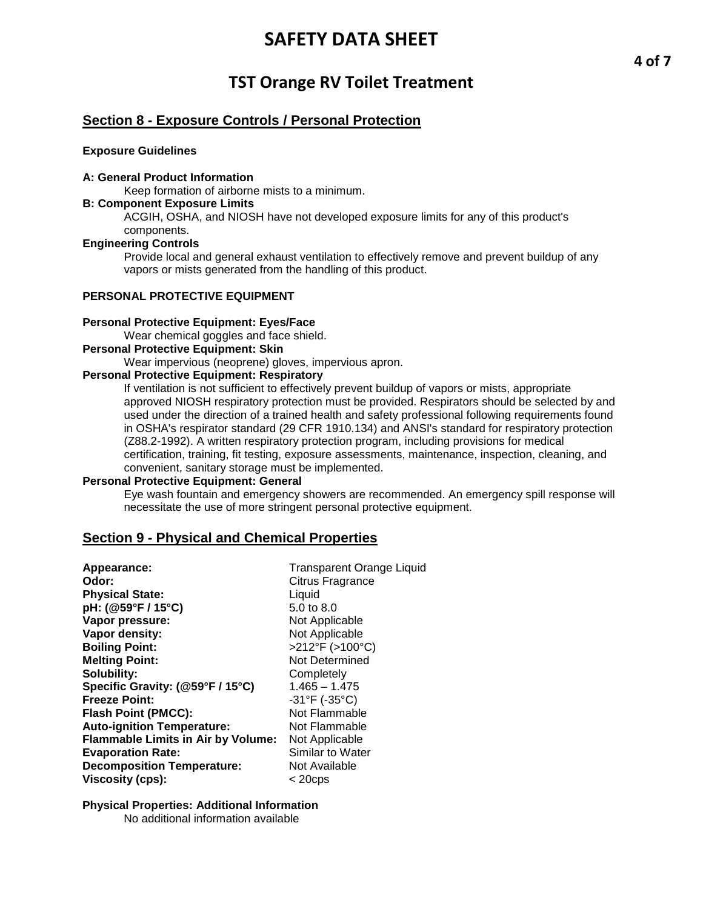## Section 8 - Exposure Controls / Personal Protection

**Exposure Guidelines**

**A: General Product Information**

Keep formation of airborne mists to a minimum.

**B: Component Exposure Limits**

ACGIH, OSHA, and NIOSH have not developed exposure limits for any of this product's components.

**Engineering Controls**

Provide local and general exhaust ventilation to effectively remove and prevent buildup of any vapors or mists generated from the handling of this product.

**PERSONAL PROTECTIVE EQUIPMENT**

**Personal Protective Equipment: Eyes/Face**

Wear chemical goggles and face shield.

**Personal Protective Equipment: Skin**

Wear impervious (neoprene) gloves, impervious apron.

**Personal Protective Equipment: Respiratory**

If ventilation is not sufficient to effectively prevent buildup of vapors or mists, appropriate approved NIOSH respiratory protection must be provided. Respirators should be selected by and used under the direction of a trained health and safety professional following requirements found in OSHA's respirator standard (29 CFR 1910.134) and ANSI's standard for respiratory protection (Z88.2-1992). A written respiratory protection program, including provisions for medical certification, training, fit testing, exposure assessments, maintenance, inspection, cleaning, and convenient, sanitary storage must be implemented.

**Personal Protective Equipment: General**

Eye wash fountain and emergency showers are recommended. An emergency spill response will necessitate the use of more stringent personal protective equipment.

## Section 9 - Physical and Chemical Properties

| | |
|---|---|
| **Appearance:** | Transparent Orange Liquid |
| **Odor:** | Citrus Fragrance |
| **Physical State:** | Liquid |
| **pH: (@59°F / 15°C)** | 5.0 to 8.0 |
| **Vapor pressure:** | Not Applicable |
| **Vapor density:** | Not Applicable |
| **Boiling Point:** | >212°F (>100°C) |
| **Melting Point:** | Not Determined |
| **Solubility:** | Completely |
| **Specific Gravity: (@59°F / 15°C)** | 1.465 – 1.475 |
| **Freeze Point:** | -31°F (-35°C) |
| **Flash Point (PMCC):** | Not Flammable |
| **Auto-ignition Temperature:** | Not Flammable |
| **Flammable Limits in Air by Volume:** | Not Applicable |
| **Evaporation Rate:** | Similar to Water |
| **Decomposition Temperature:** | Not Available |
| **Viscosity (cps):** | < 20cps |

**Physical Properties: Additional Information**

No additional information available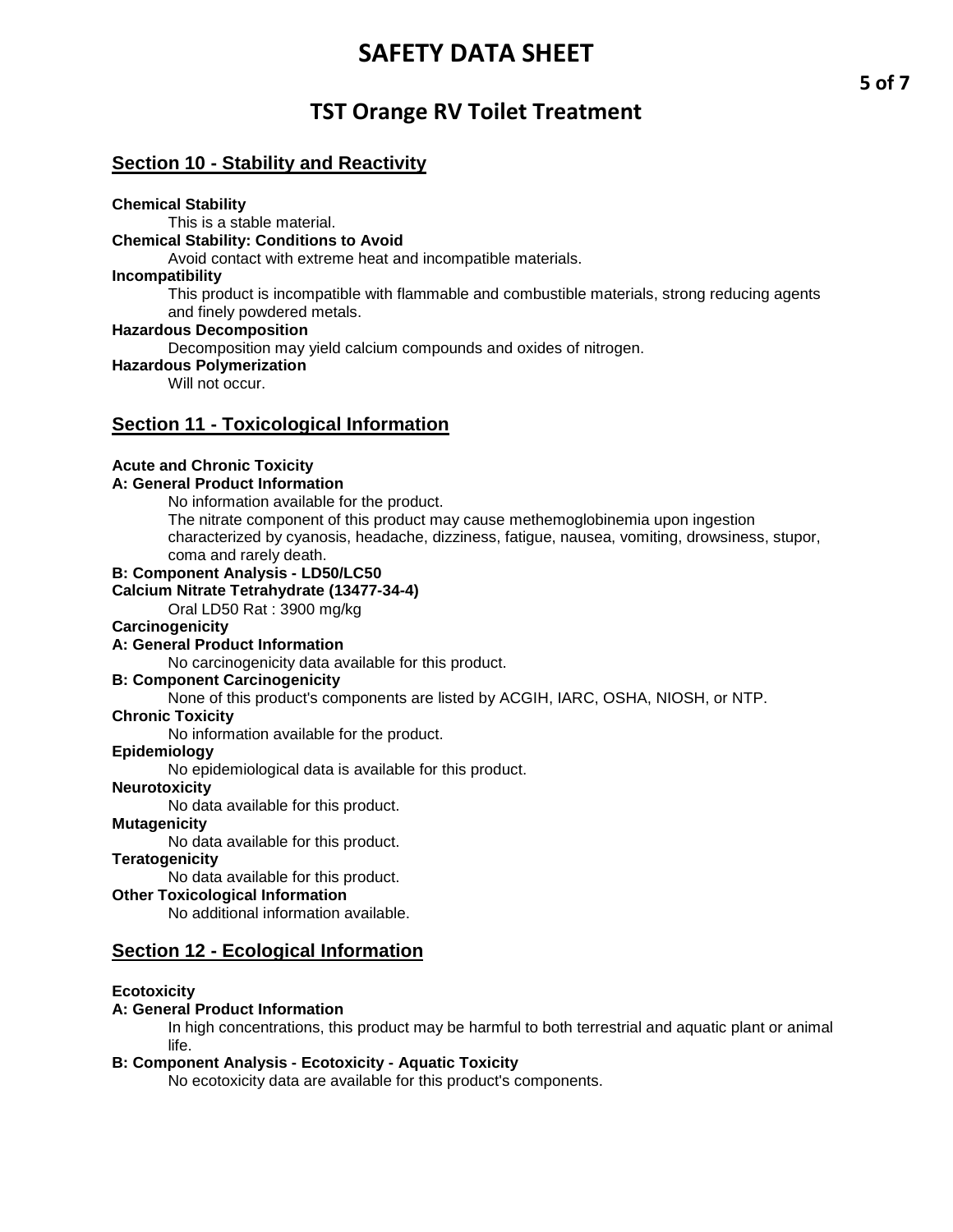# SAFETY DATA SHEET

# TST Orange RV Toilet Treatment

## Section 10 - Stability and Reactivity

**Chemical Stability**

This is a stable material.

**Chemical Stability: Conditions to Avoid**

Avoid contact with extreme heat and incompatible materials.

**Incompatibility**

This product is incompatible with flammable and combustible materials, strong reducing agents and finely powdered metals.

**Hazardous Decomposition**

Decomposition may yield calcium compounds and oxides of nitrogen.

**Hazardous Polymerization**

Will not occur.

## Section 11 - Toxicological Information

**Acute and Chronic Toxicity**

**A: General Product Information**

No information available for the product.

The nitrate component of this product may cause methemoglobinemia upon ingestion characterized by cyanosis, headache, dizziness, fatigue, nausea, vomiting, drowsiness, stupor, coma and rarely death.

**B: Component Analysis - LD50/LC50**

**Calcium Nitrate Tetrahydrate (13477-34-4)**

Oral LD50 Rat : 3900 mg/kg

**Carcinogenicity**

**A: General Product Information**

No carcinogenicity data available for this product.

**B: Component Carcinogenicity**

None of this product's components are listed by ACGIH, IARC, OSHA, NIOSH, or NTP.

**Chronic Toxicity**

No information available for the product.

**Epidemiology**

No epidemiological data is available for this product.

**Neurotoxicity**

No data available for this product.

**Mutagenicity**

No data available for this product.

**Teratogenicity**

No data available for this product.

**Other Toxicological Information**

No additional information available.

## Section 12 - Ecological Information

**Ecotoxicity**

**A: General Product Information**

In high concentrations, this product may be harmful to both terrestrial and aquatic plant or animal life.

**B: Component Analysis - Ecotoxicity - Aquatic Toxicity**

No ecotoxicity data are available for this product's components.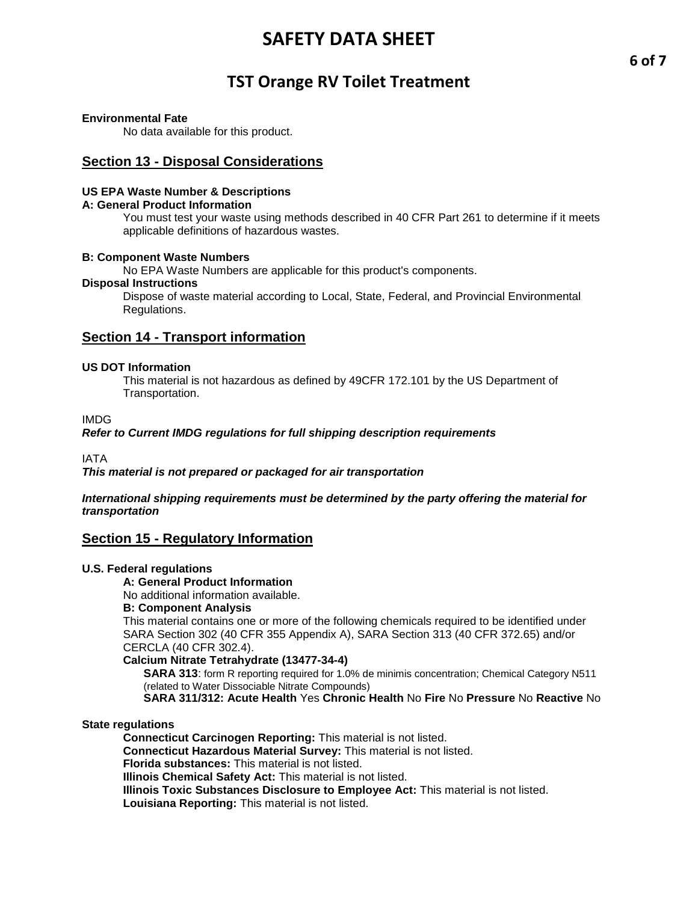**Environmental Fate**

No data available for this product.

## Section 13 - Disposal Considerations

**US EPA Waste Number & Descriptions**

**A: General Product Information**

You must test your waste using methods described in 40 CFR Part 261 to determine if it meets applicable definitions of hazardous wastes.

**B: Component Waste Numbers**

No EPA Waste Numbers are applicable for this product's components.

**Disposal Instructions**

Dispose of waste material according to Local, State, Federal, and Provincial Environmental Regulations.

## Section 14 - Transport information

**US DOT Information**

This material is not hazardous as defined by 49CFR 172.101 by the US Department of Transportation.

IMDG

***Refer to Current IMDG regulations for full shipping description requirements***

IATA

***This material is not prepared or packaged for air transportation***

***International shipping requirements must be determined by the party offering the material for transportation***

## Section 15 - Regulatory Information

**U.S. Federal regulations**

**A: General Product Information**

No additional information available.

**B: Component Analysis**

This material contains one or more of the following chemicals required to be identified under SARA Section 302 (40 CFR 355 Appendix A), SARA Section 313 (40 CFR 372.65) and/or CERCLA (40 CFR 302.4).

**Calcium Nitrate Tetrahydrate (13477-34-4)**

**SARA 313**: form R reporting required for 1.0% de minimis concentration; Chemical Category N511 (related to Water Dissociable Nitrate Compounds)

**SARA 311/312: Acute Health** Yes **Chronic Health** No **Fire** No **Pressure** No **Reactive** No

**State regulations**

**Connecticut Carcinogen Reporting:** This material is not listed.
**Connecticut Hazardous Material Survey:** This material is not listed.
**Florida substances:** This material is not listed.
**Illinois Chemical Safety Act:** This material is not listed.
**Illinois Toxic Substances Disclosure to Employee Act:** This material is not listed.
**Louisiana Reporting:** This material is not listed.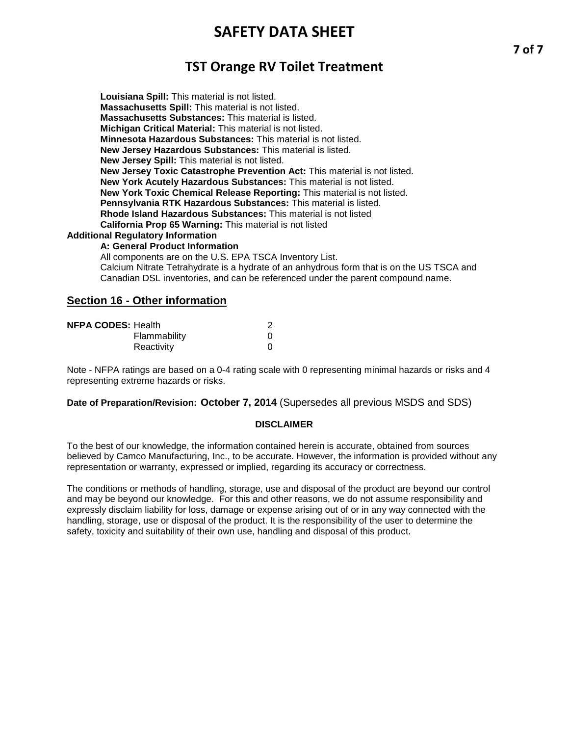**Louisiana Spill:** This material is not listed.
**Massachusetts Spill:** This material is not listed.
**Massachusetts Substances:** This material is listed.
**Michigan Critical Material:** This material is not listed.
**Minnesota Hazardous Substances:** This material is not listed.
**New Jersey Hazardous Substances:** This material is listed.
**New Jersey Spill:** This material is not listed.
**New Jersey Toxic Catastrophe Prevention Act:** This material is not listed.
**New York Acutely Hazardous Substances:** This material is not listed.
**New York Toxic Chemical Release Reporting:** This material is not listed.
**Pennsylvania RTK Hazardous Substances:** This material is listed.
**Rhode Island Hazardous Substances:** This material is not listed
**California Prop 65 Warning:** This material is not listed

**Additional Regulatory Information**

**A: General Product Information**

All components are on the U.S. EPA TSCA Inventory List.
Calcium Nitrate Tetrahydrate is a hydrate of an anhydrous form that is on the US TSCA and Canadian DSL inventories, and can be referenced under the parent compound name.

## Section 16 - Other information

| | | |
|---|---|---|
| **NFPA CODES:** | Health | 2 |
| | Flammability | 0 |
| | Reactivity | 0 |

Note - NFPA ratings are based on a 0-4 rating scale with 0 representing minimal hazards or risks and 4 representing extreme hazards or risks.

**Date of Preparation/Revision: October 7, 2014** (Supersedes all previous MSDS and SDS)

**DISCLAIMER**

To the best of our knowledge, the information contained herein is accurate, obtained from sources believed by Camco Manufacturing, Inc., to be accurate. However, the information is provided without any representation or warranty, expressed or implied, regarding its accuracy or correctness.

The conditions or methods of handling, storage, use and disposal of the product are beyond our control and may be beyond our knowledge. For this and other reasons, we do not assume responsibility and expressly disclaim liability for loss, damage or expense arising out of or in any way connected with the handling, storage, use or disposal of the product. It is the responsibility of the user to determine the safety, toxicity and suitability of their own use, handling and disposal of this product.